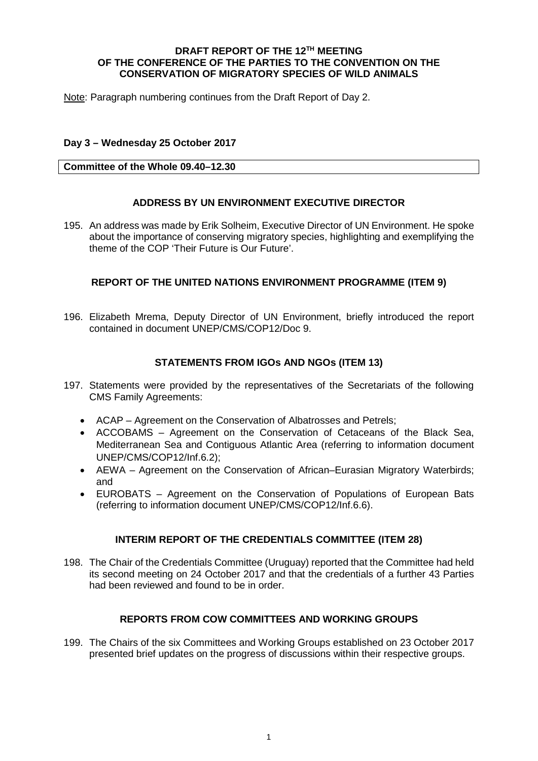**DRAFT REPORT OF THE 12TH MEETING OF THE CONFERENCE OF THE PARTIES TO THE CONVENTION ON THE CONSERVATION OF MIGRATORY SPECIES OF WILD ANIMALS**

Note: Paragraph numbering continues from the Draft Report of Day 2.

**Day 3 – Wednesday 25 October 2017**

**Committee of the Whole 09.40–12.30**

## ADDRESS BY UN ENVIRONMENT EXECUTIVE DIRECTOR

195. An address was made by Erik Solheim, Executive Director of UN Environment. He spoke about the importance of conserving migratory species, highlighting and exemplifying the theme of the COP 'Their Future is Our Future'.

## REPORT OF THE UNITED NATIONS ENVIRONMENT PROGRAMME (ITEM 9)

196. Elizabeth Mrema, Deputy Director of UN Environment, briefly introduced the report contained in document UNEP/CMS/COP12/Doc 9.

## STATEMENTS FROM IGOs AND NGOs (ITEM 13)

197. Statements were provided by the representatives of the Secretariats of the following CMS Family Agreements:

- ACAP – Agreement on the Conservation of Albatrosses and Petrels;
- ACCOBAMS – Agreement on the Conservation of Cetaceans of the Black Sea, Mediterranean Sea and Contiguous Atlantic Area (referring to information document UNEP/CMS/COP12/Inf.6.2);
- AEWA – Agreement on the Conservation of African–Eurasian Migratory Waterbirds; and
- EUROBATS – Agreement on the Conservation of Populations of European Bats (referring to information document UNEP/CMS/COP12/Inf.6.6).

## INTERIM REPORT OF THE CREDENTIALS COMMITTEE (ITEM 28)

198. The Chair of the Credentials Committee (Uruguay) reported that the Committee had held its second meeting on 24 October 2017 and that the credentials of a further 43 Parties had been reviewed and found to be in order.

## REPORTS FROM COW COMMITTEES AND WORKING GROUPS

199. The Chairs of the six Committees and Working Groups established on 23 October 2017 presented brief updates on the progress of discussions within their respective groups.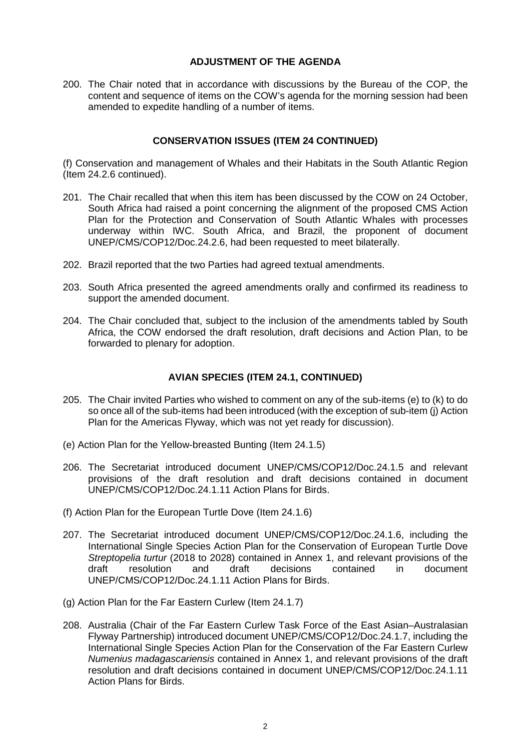## ADJUSTMENT OF THE AGENDA

200. The Chair noted that in accordance with discussions by the Bureau of the COP, the content and sequence of items on the COW's agenda for the morning session had been amended to expedite handling of a number of items.

## CONSERVATION ISSUES (ITEM 24 CONTINUED)

(f) Conservation and management of Whales and their Habitats in the South Atlantic Region (Item 24.2.6 continued).

201. The Chair recalled that when this item has been discussed by the COW on 24 October, South Africa had raised a point concerning the alignment of the proposed CMS Action Plan for the Protection and Conservation of South Atlantic Whales with processes underway within IWC. South Africa, and Brazil, the proponent of document UNEP/CMS/COP12/Doc.24.2.6, had been requested to meet bilaterally.

202. Brazil reported that the two Parties had agreed textual amendments.

203. South Africa presented the agreed amendments orally and confirmed its readiness to support the amended document.

204. The Chair concluded that, subject to the inclusion of the amendments tabled by South Africa, the COW endorsed the draft resolution, draft decisions and Action Plan, to be forwarded to plenary for adoption.

## AVIAN SPECIES (ITEM 24.1, CONTINUED)

205. The Chair invited Parties who wished to comment on any of the sub-items (e) to (k) to do so once all of the sub-items had been introduced (with the exception of sub-item (j) Action Plan for the Americas Flyway, which was not yet ready for discussion).

(e) Action Plan for the Yellow-breasted Bunting (Item 24.1.5)

206. The Secretariat introduced document UNEP/CMS/COP12/Doc.24.1.5 and relevant provisions of the draft resolution and draft decisions contained in document UNEP/CMS/COP12/Doc.24.1.11 Action Plans for Birds.

(f) Action Plan for the European Turtle Dove (Item 24.1.6)

207. The Secretariat introduced document UNEP/CMS/COP12/Doc.24.1.6, including the International Single Species Action Plan for the Conservation of European Turtle Dove *Streptopelia turtur* (2018 to 2028) contained in Annex 1, and relevant provisions of the draft resolution and draft decisions contained in document UNEP/CMS/COP12/Doc.24.1.11 Action Plans for Birds.

(g) Action Plan for the Far Eastern Curlew (Item 24.1.7)

208. Australia (Chair of the Far Eastern Curlew Task Force of the East Asian–Australasian Flyway Partnership) introduced document UNEP/CMS/COP12/Doc.24.1.7, including the International Single Species Action Plan for the Conservation of the Far Eastern Curlew *Numenius madagascariensis* contained in Annex 1, and relevant provisions of the draft resolution and draft decisions contained in document UNEP/CMS/COP12/Doc.24.1.11 Action Plans for Birds.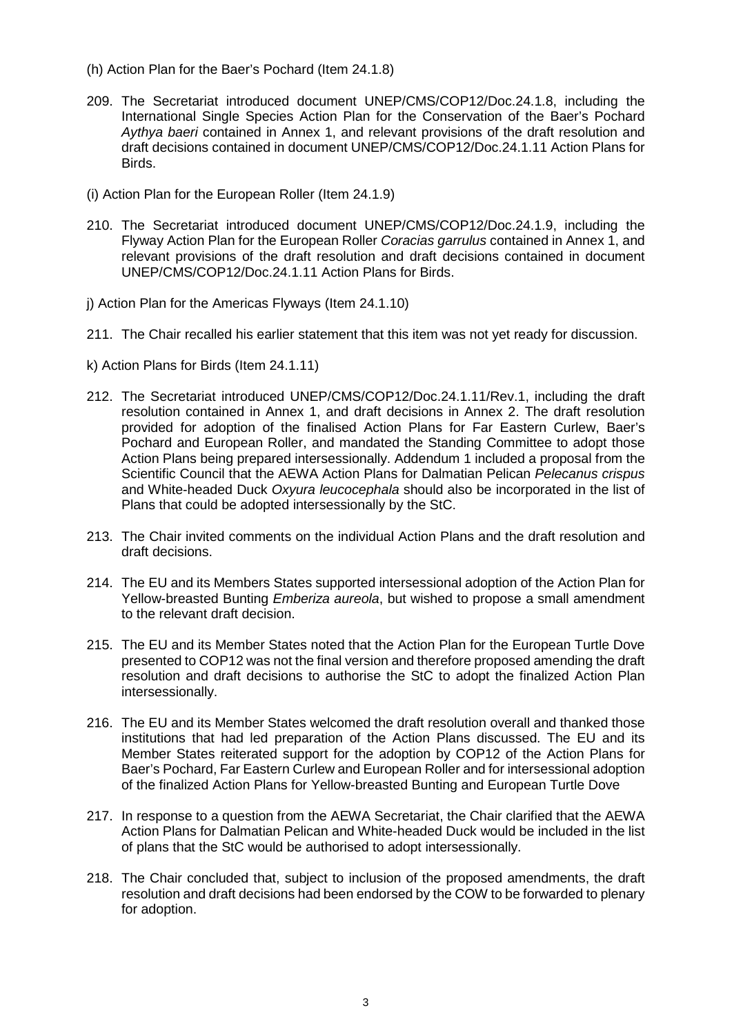(h) Action Plan for the Baer's Pochard (Item 24.1.8)

209. The Secretariat introduced document UNEP/CMS/COP12/Doc.24.1.8, including the International Single Species Action Plan for the Conservation of the Baer's Pochard *Aythya baeri* contained in Annex 1, and relevant provisions of the draft resolution and draft decisions contained in document UNEP/CMS/COP12/Doc.24.1.11 Action Plans for Birds.

(i) Action Plan for the European Roller (Item 24.1.9)

210. The Secretariat introduced document UNEP/CMS/COP12/Doc.24.1.9, including the Flyway Action Plan for the European Roller *Coracias garrulus* contained in Annex 1, and relevant provisions of the draft resolution and draft decisions contained in document UNEP/CMS/COP12/Doc.24.1.11 Action Plans for Birds.

j) Action Plan for the Americas Flyways (Item 24.1.10)

211. The Chair recalled his earlier statement that this item was not yet ready for discussion.

k) Action Plans for Birds (Item 24.1.11)

212. The Secretariat introduced UNEP/CMS/COP12/Doc.24.1.11/Rev.1, including the draft resolution contained in Annex 1, and draft decisions in Annex 2. The draft resolution provided for adoption of the finalised Action Plans for Far Eastern Curlew, Baer's Pochard and European Roller, and mandated the Standing Committee to adopt those Action Plans being prepared intersessionally. Addendum 1 included a proposal from the Scientific Council that the AEWA Action Plans for Dalmatian Pelican *Pelecanus crispus* and White-headed Duck *Oxyura leucocephala* should also be incorporated in the list of Plans that could be adopted intersessionally by the StC.

213. The Chair invited comments on the individual Action Plans and the draft resolution and draft decisions.

214. The EU and its Members States supported intersessional adoption of the Action Plan for Yellow-breasted Bunting *Emberiza aureola*, but wished to propose a small amendment to the relevant draft decision.

215. The EU and its Member States noted that the Action Plan for the European Turtle Dove presented to COP12 was not the final version and therefore proposed amending the draft resolution and draft decisions to authorise the StC to adopt the finalized Action Plan intersessionally.

216. The EU and its Member States welcomed the draft resolution overall and thanked those institutions that had led preparation of the Action Plans discussed. The EU and its Member States reiterated support for the adoption by COP12 of the Action Plans for Baer's Pochard, Far Eastern Curlew and European Roller and for intersessional adoption of the finalized Action Plans for Yellow-breasted Bunting and European Turtle Dove

217. In response to a question from the AEWA Secretariat, the Chair clarified that the AEWA Action Plans for Dalmatian Pelican and White-headed Duck would be included in the list of plans that the StC would be authorised to adopt intersessionally.

218. The Chair concluded that, subject to inclusion of the proposed amendments, the draft resolution and draft decisions had been endorsed by the COW to be forwarded to plenary for adoption.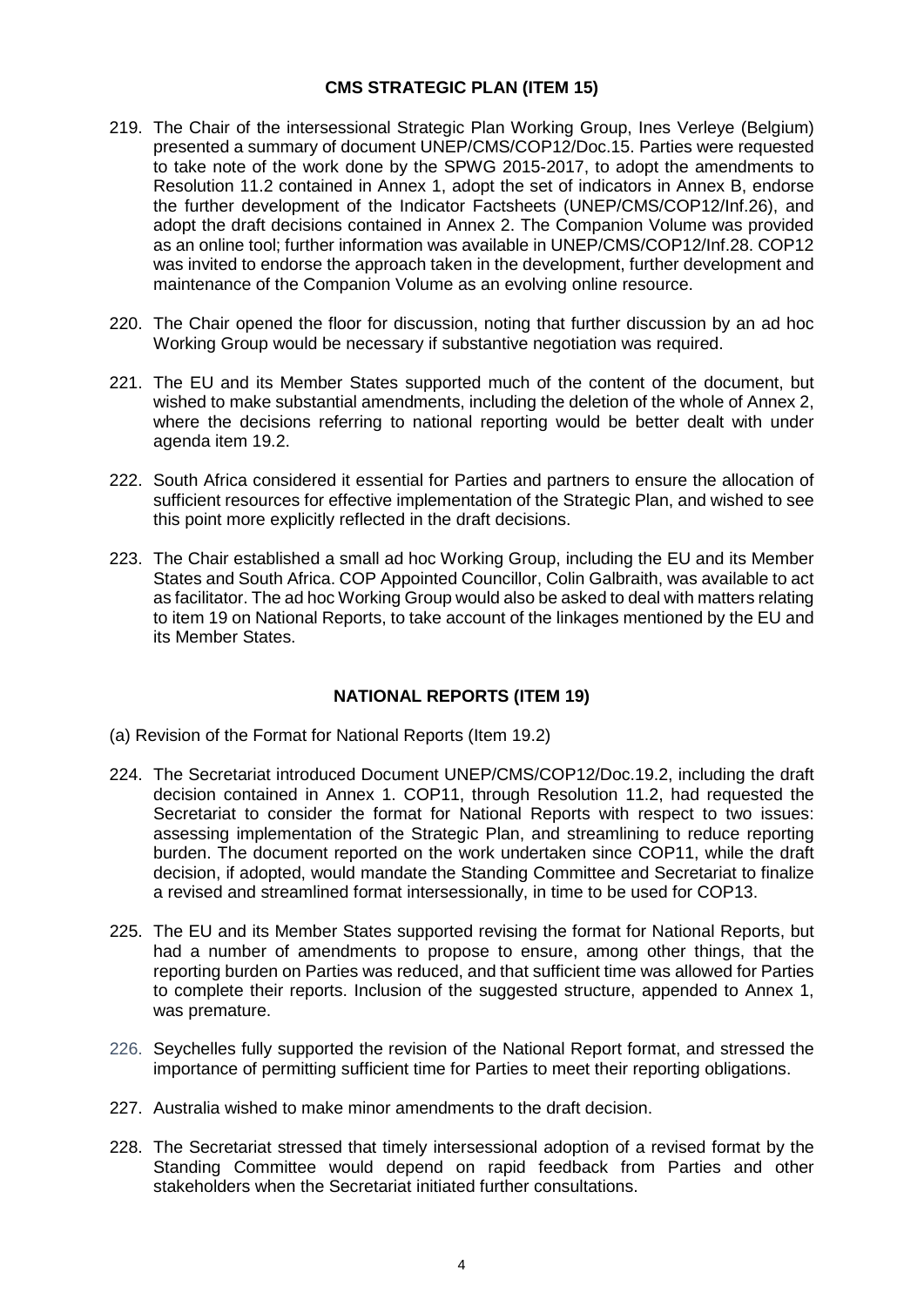## CMS STRATEGIC PLAN (ITEM 15)

219. The Chair of the intersessional Strategic Plan Working Group, Ines Verleye (Belgium) presented a summary of document UNEP/CMS/COP12/Doc.15. Parties were requested to take note of the work done by the SPWG 2015-2017, to adopt the amendments to Resolution 11.2 contained in Annex 1, adopt the set of indicators in Annex B, endorse the further development of the Indicator Factsheets (UNEP/CMS/COP12/Inf.26), and adopt the draft decisions contained in Annex 2. The Companion Volume was provided as an online tool; further information was available in UNEP/CMS/COP12/Inf.28. COP12 was invited to endorse the approach taken in the development, further development and maintenance of the Companion Volume as an evolving online resource.

220. The Chair opened the floor for discussion, noting that further discussion by an ad hoc Working Group would be necessary if substantive negotiation was required.

221. The EU and its Member States supported much of the content of the document, but wished to make substantial amendments, including the deletion of the whole of Annex 2, where the decisions referring to national reporting would be better dealt with under agenda item 19.2.

222. South Africa considered it essential for Parties and partners to ensure the allocation of sufficient resources for effective implementation of the Strategic Plan, and wished to see this point more explicitly reflected in the draft decisions.

223. The Chair established a small ad hoc Working Group, including the EU and its Member States and South Africa. COP Appointed Councillor, Colin Galbraith, was available to act as facilitator. The ad hoc Working Group would also be asked to deal with matters relating to item 19 on National Reports, to take account of the linkages mentioned by the EU and its Member States.

## NATIONAL REPORTS (ITEM 19)

(a) Revision of the Format for National Reports (Item 19.2)

224. The Secretariat introduced Document UNEP/CMS/COP12/Doc.19.2, including the draft decision contained in Annex 1. COP11, through Resolution 11.2, had requested the Secretariat to consider the format for National Reports with respect to two issues: assessing implementation of the Strategic Plan, and streamlining to reduce reporting burden. The document reported on the work undertaken since COP11, while the draft decision, if adopted, would mandate the Standing Committee and Secretariat to finalize a revised and streamlined format intersessionally, in time to be used for COP13.

225. The EU and its Member States supported revising the format for National Reports, but had a number of amendments to propose to ensure, among other things, that the reporting burden on Parties was reduced, and that sufficient time was allowed for Parties to complete their reports. Inclusion of the suggested structure, appended to Annex 1, was premature.

226. Seychelles fully supported the revision of the National Report format, and stressed the importance of permitting sufficient time for Parties to meet their reporting obligations.

227. Australia wished to make minor amendments to the draft decision.

228. The Secretariat stressed that timely intersessional adoption of a revised format by the Standing Committee would depend on rapid feedback from Parties and other stakeholders when the Secretariat initiated further consultations.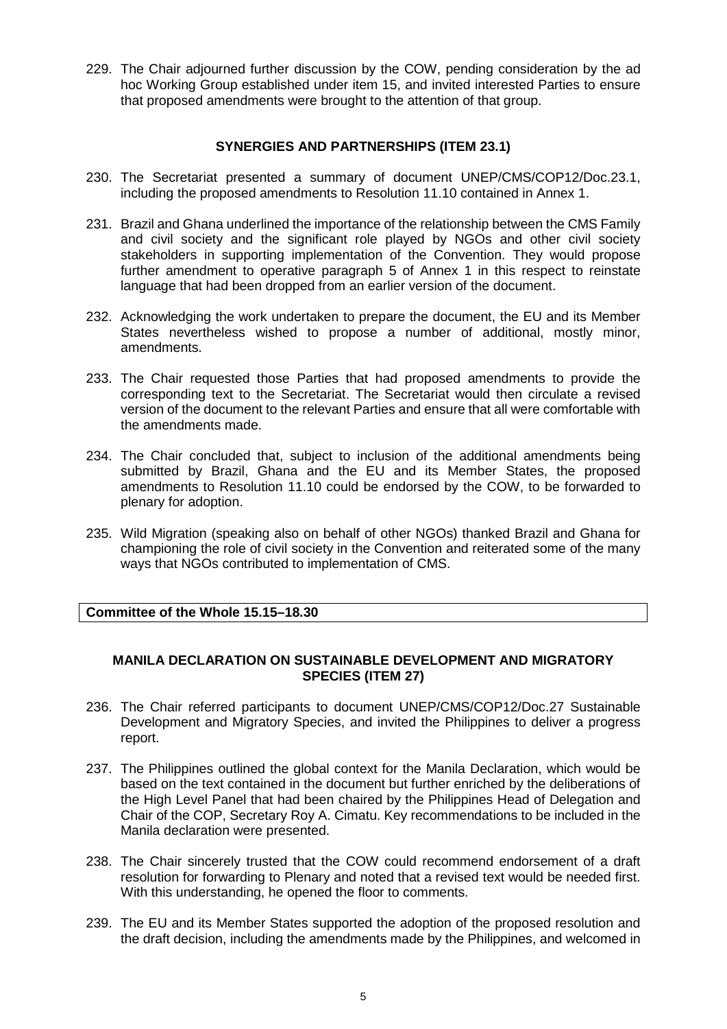229. The Chair adjourned further discussion by the COW, pending consideration by the ad hoc Working Group established under item 15, and invited interested Parties to ensure that proposed amendments were brought to the attention of that group.

### SYNERGIES AND PARTNERSHIPS (ITEM 23.1)

230. The Secretariat presented a summary of document UNEP/CMS/COP12/Doc.23.1, including the proposed amendments to Resolution 11.10 contained in Annex 1.

231. Brazil and Ghana underlined the importance of the relationship between the CMS Family and civil society and the significant role played by NGOs and other civil society stakeholders in supporting implementation of the Convention. They would propose further amendment to operative paragraph 5 of Annex 1 in this respect to reinstate language that had been dropped from an earlier version of the document.

232. Acknowledging the work undertaken to prepare the document, the EU and its Member States nevertheless wished to propose a number of additional, mostly minor, amendments.

233. The Chair requested those Parties that had proposed amendments to provide the corresponding text to the Secretariat. The Secretariat would then circulate a revised version of the document to the relevant Parties and ensure that all were comfortable with the amendments made.

234. The Chair concluded that, subject to inclusion of the additional amendments being submitted by Brazil, Ghana and the EU and its Member States, the proposed amendments to Resolution 11.10 could be endorsed by the COW, to be forwarded to plenary for adoption.

235. Wild Migration (speaking also on behalf of other NGOs) thanked Brazil and Ghana for championing the role of civil society in the Convention and reiterated some of the many ways that NGOs contributed to implementation of CMS.

**Committee of the Whole 15.15–18.30**

### MANILA DECLARATION ON SUSTAINABLE DEVELOPMENT AND MIGRATORY SPECIES (ITEM 27)

236. The Chair referred participants to document UNEP/CMS/COP12/Doc.27 Sustainable Development and Migratory Species, and invited the Philippines to deliver a progress report.

237. The Philippines outlined the global context for the Manila Declaration, which would be based on the text contained in the document but further enriched by the deliberations of the High Level Panel that had been chaired by the Philippines Head of Delegation and Chair of the COP, Secretary Roy A. Cimatu. Key recommendations to be included in the Manila declaration were presented.

238. The Chair sincerely trusted that the COW could recommend endorsement of a draft resolution for forwarding to Plenary and noted that a revised text would be needed first. With this understanding, he opened the floor to comments.

239. The EU and its Member States supported the adoption of the proposed resolution and the draft decision, including the amendments made by the Philippines, and welcomed in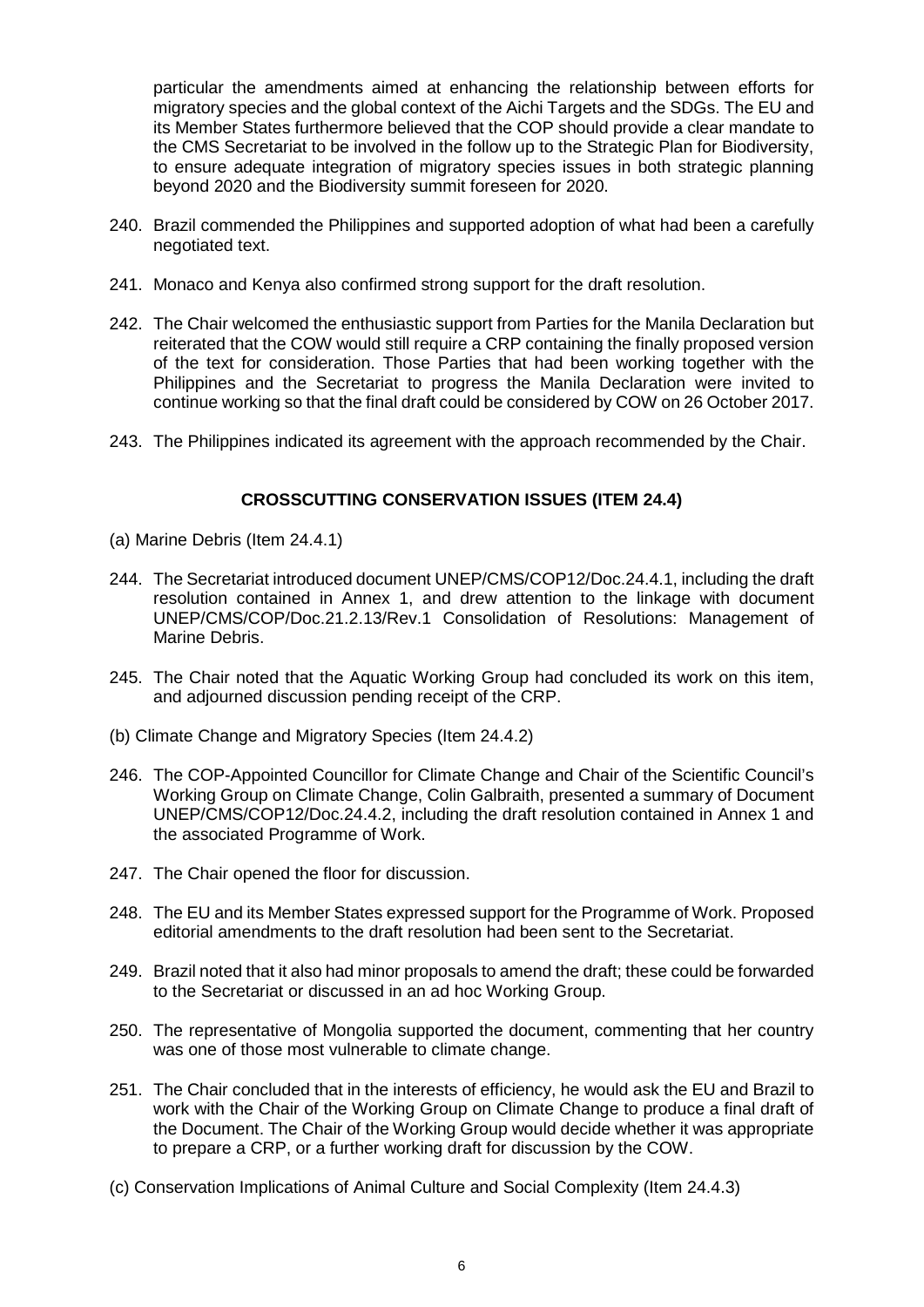particular the amendments aimed at enhancing the relationship between efforts for migratory species and the global context of the Aichi Targets and the SDGs. The EU and its Member States furthermore believed that the COP should provide a clear mandate to the CMS Secretariat to be involved in the follow up to the Strategic Plan for Biodiversity, to ensure adequate integration of migratory species issues in both strategic planning beyond 2020 and the Biodiversity summit foreseen for 2020.

240. Brazil commended the Philippines and supported adoption of what had been a carefully negotiated text.

241. Monaco and Kenya also confirmed strong support for the draft resolution.

242. The Chair welcomed the enthusiastic support from Parties for the Manila Declaration but reiterated that the COW would still require a CRP containing the finally proposed version of the text for consideration. Those Parties that had been working together with the Philippines and the Secretariat to progress the Manila Declaration were invited to continue working so that the final draft could be considered by COW on 26 October 2017.

243. The Philippines indicated its agreement with the approach recommended by the Chair.

## CROSSCUTTING CONSERVATION ISSUES (ITEM 24.4)

(a) Marine Debris (Item 24.4.1)

244. The Secretariat introduced document UNEP/CMS/COP12/Doc.24.4.1, including the draft resolution contained in Annex 1, and drew attention to the linkage with document UNEP/CMS/COP/Doc.21.2.13/Rev.1 Consolidation of Resolutions: Management of Marine Debris.

245. The Chair noted that the Aquatic Working Group had concluded its work on this item, and adjourned discussion pending receipt of the CRP.

(b) Climate Change and Migratory Species (Item 24.4.2)

246. The COP-Appointed Councillor for Climate Change and Chair of the Scientific Council's Working Group on Climate Change, Colin Galbraith, presented a summary of Document UNEP/CMS/COP12/Doc.24.4.2, including the draft resolution contained in Annex 1 and the associated Programme of Work.

247. The Chair opened the floor for discussion.

248. The EU and its Member States expressed support for the Programme of Work. Proposed editorial amendments to the draft resolution had been sent to the Secretariat.

249. Brazil noted that it also had minor proposals to amend the draft; these could be forwarded to the Secretariat or discussed in an ad hoc Working Group.

250. The representative of Mongolia supported the document, commenting that her country was one of those most vulnerable to climate change.

251. The Chair concluded that in the interests of efficiency, he would ask the EU and Brazil to work with the Chair of the Working Group on Climate Change to produce a final draft of the Document. The Chair of the Working Group would decide whether it was appropriate to prepare a CRP, or a further working draft for discussion by the COW.

(c) Conservation Implications of Animal Culture and Social Complexity (Item 24.4.3)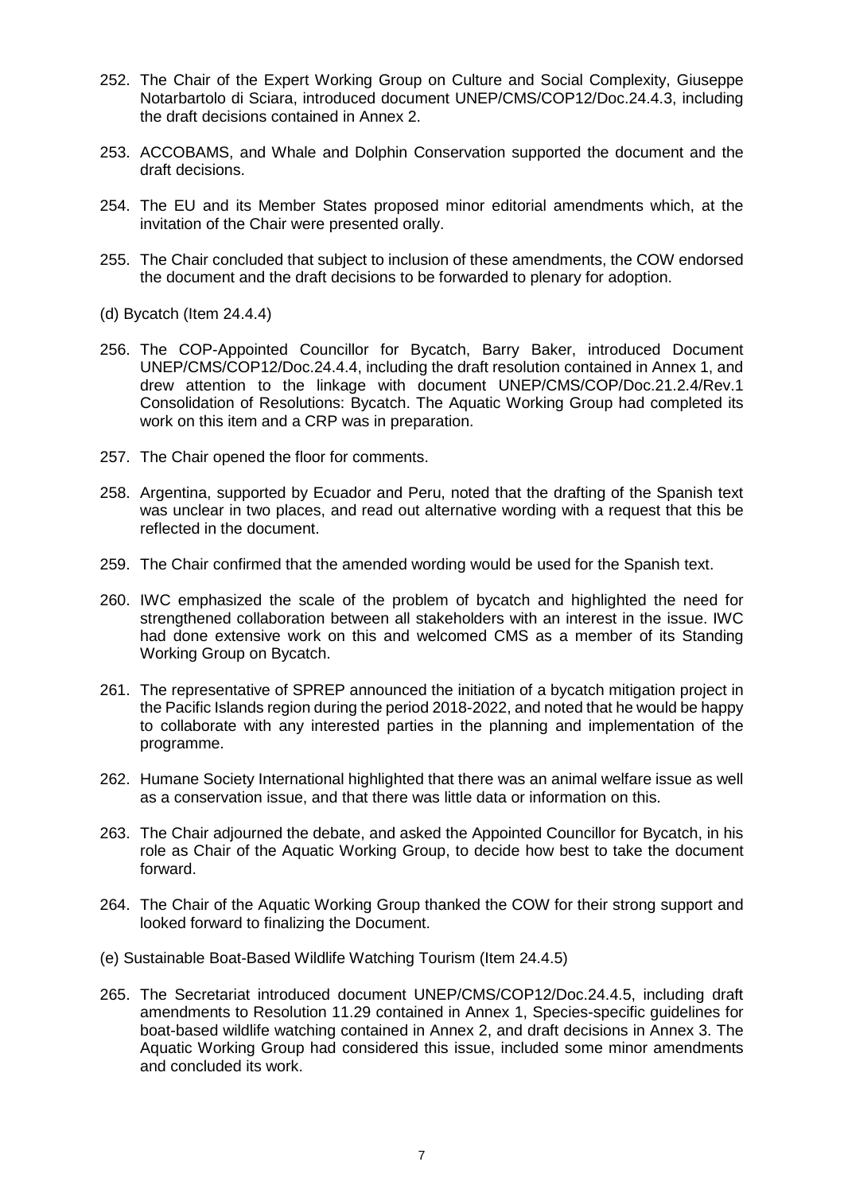252. The Chair of the Expert Working Group on Culture and Social Complexity, Giuseppe Notarbartolo di Sciara, introduced document UNEP/CMS/COP12/Doc.24.4.3, including the draft decisions contained in Annex 2.

253. ACCOBAMS, and Whale and Dolphin Conservation supported the document and the draft decisions.

254. The EU and its Member States proposed minor editorial amendments which, at the invitation of the Chair were presented orally.

255. The Chair concluded that subject to inclusion of these amendments, the COW endorsed the document and the draft decisions to be forwarded to plenary for adoption.

(d) Bycatch (Item 24.4.4)

256. The COP-Appointed Councillor for Bycatch, Barry Baker, introduced Document UNEP/CMS/COP12/Doc.24.4.4, including the draft resolution contained in Annex 1, and drew attention to the linkage with document UNEP/CMS/COP/Doc.21.2.4/Rev.1 Consolidation of Resolutions: Bycatch. The Aquatic Working Group had completed its work on this item and a CRP was in preparation.

257. The Chair opened the floor for comments.

258. Argentina, supported by Ecuador and Peru, noted that the drafting of the Spanish text was unclear in two places, and read out alternative wording with a request that this be reflected in the document.

259. The Chair confirmed that the amended wording would be used for the Spanish text.

260. IWC emphasized the scale of the problem of bycatch and highlighted the need for strengthened collaboration between all stakeholders with an interest in the issue. IWC had done extensive work on this and welcomed CMS as a member of its Standing Working Group on Bycatch.

261. The representative of SPREP announced the initiation of a bycatch mitigation project in the Pacific Islands region during the period 2018-2022, and noted that he would be happy to collaborate with any interested parties in the planning and implementation of the programme.

262. Humane Society International highlighted that there was an animal welfare issue as well as a conservation issue, and that there was little data or information on this.

263. The Chair adjourned the debate, and asked the Appointed Councillor for Bycatch, in his role as Chair of the Aquatic Working Group, to decide how best to take the document forward.

264. The Chair of the Aquatic Working Group thanked the COW for their strong support and looked forward to finalizing the Document.

(e) Sustainable Boat-Based Wildlife Watching Tourism (Item 24.4.5)

265. The Secretariat introduced document UNEP/CMS/COP12/Doc.24.4.5, including draft amendments to Resolution 11.29 contained in Annex 1, Species-specific guidelines for boat-based wildlife watching contained in Annex 2, and draft decisions in Annex 3. The Aquatic Working Group had considered this issue, included some minor amendments and concluded its work.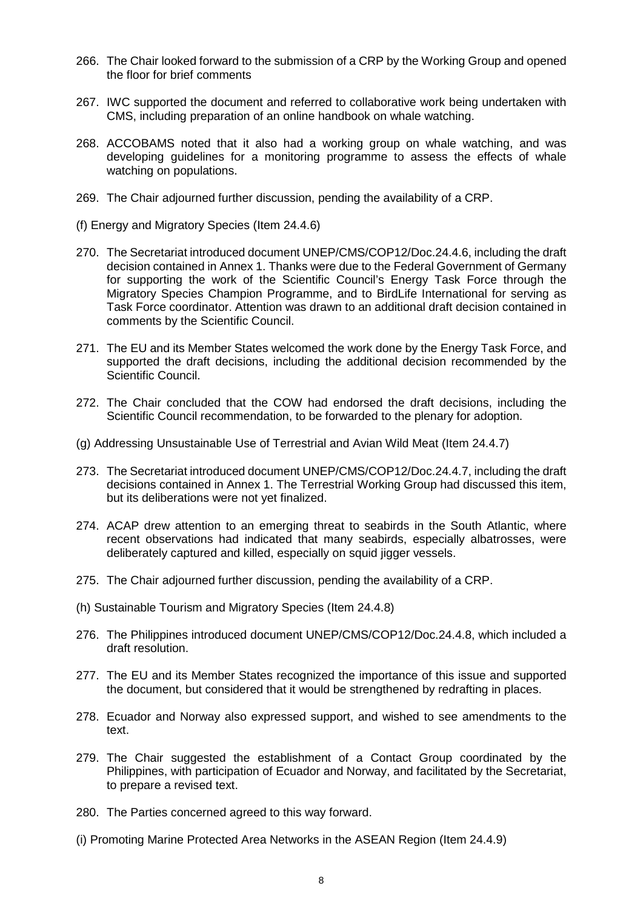266. The Chair looked forward to the submission of a CRP by the Working Group and opened the floor for brief comments

267. IWC supported the document and referred to collaborative work being undertaken with CMS, including preparation of an online handbook on whale watching.

268. ACCOBAMS noted that it also had a working group on whale watching, and was developing guidelines for a monitoring programme to assess the effects of whale watching on populations.

269. The Chair adjourned further discussion, pending the availability of a CRP.

(f) Energy and Migratory Species (Item 24.4.6)

270. The Secretariat introduced document UNEP/CMS/COP12/Doc.24.4.6, including the draft decision contained in Annex 1. Thanks were due to the Federal Government of Germany for supporting the work of the Scientific Council's Energy Task Force through the Migratory Species Champion Programme, and to BirdLife International for serving as Task Force coordinator. Attention was drawn to an additional draft decision contained in comments by the Scientific Council.

271. The EU and its Member States welcomed the work done by the Energy Task Force, and supported the draft decisions, including the additional decision recommended by the Scientific Council.

272. The Chair concluded that the COW had endorsed the draft decisions, including the Scientific Council recommendation, to be forwarded to the plenary for adoption.

(g) Addressing Unsustainable Use of Terrestrial and Avian Wild Meat (Item 24.4.7)

273. The Secretariat introduced document UNEP/CMS/COP12/Doc.24.4.7, including the draft decisions contained in Annex 1. The Terrestrial Working Group had discussed this item, but its deliberations were not yet finalized.

274. ACAP drew attention to an emerging threat to seabirds in the South Atlantic, where recent observations had indicated that many seabirds, especially albatrosses, were deliberately captured and killed, especially on squid jigger vessels.

275. The Chair adjourned further discussion, pending the availability of a CRP.

(h) Sustainable Tourism and Migratory Species (Item 24.4.8)

276. The Philippines introduced document UNEP/CMS/COP12/Doc.24.4.8, which included a draft resolution.

277. The EU and its Member States recognized the importance of this issue and supported the document, but considered that it would be strengthened by redrafting in places.

278. Ecuador and Norway also expressed support, and wished to see amendments to the text.

279. The Chair suggested the establishment of a Contact Group coordinated by the Philippines, with participation of Ecuador and Norway, and facilitated by the Secretariat, to prepare a revised text.

280. The Parties concerned agreed to this way forward.

(i) Promoting Marine Protected Area Networks in the ASEAN Region (Item 24.4.9)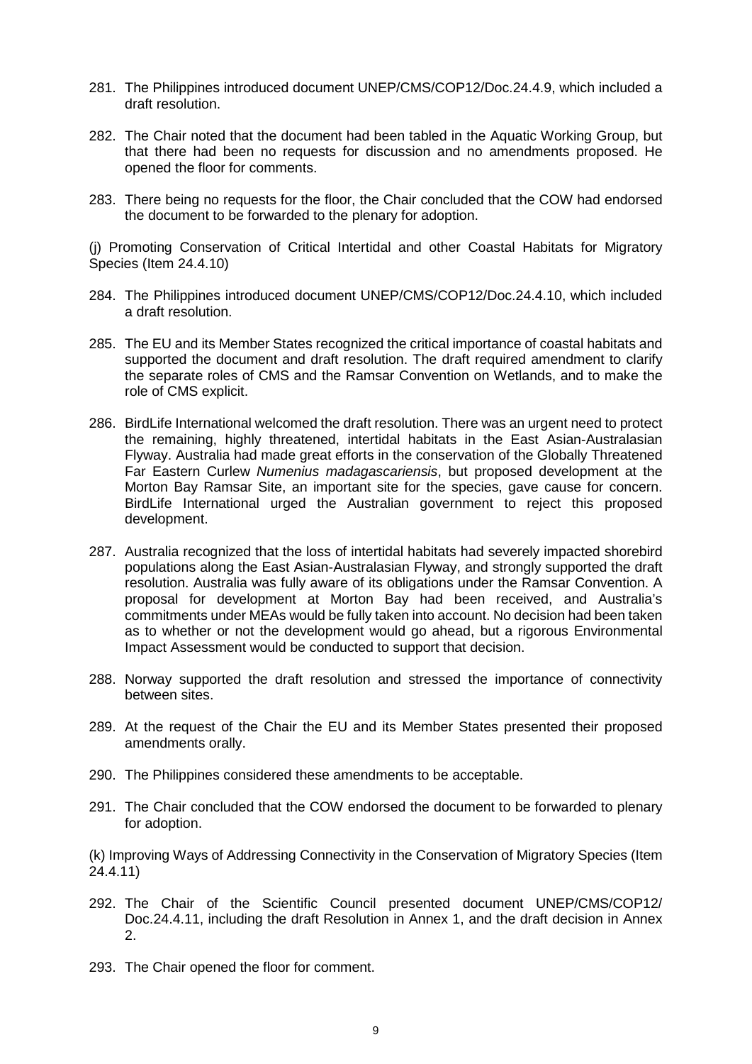281. The Philippines introduced document UNEP/CMS/COP12/Doc.24.4.9, which included a draft resolution.

282. The Chair noted that the document had been tabled in the Aquatic Working Group, but that there had been no requests for discussion and no amendments proposed. He opened the floor for comments.

283. There being no requests for the floor, the Chair concluded that the COW had endorsed the document to be forwarded to the plenary for adoption.

(j) Promoting Conservation of Critical Intertidal and other Coastal Habitats for Migratory Species (Item 24.4.10)

284. The Philippines introduced document UNEP/CMS/COP12/Doc.24.4.10, which included a draft resolution.

285. The EU and its Member States recognized the critical importance of coastal habitats and supported the document and draft resolution. The draft required amendment to clarify the separate roles of CMS and the Ramsar Convention on Wetlands, and to make the role of CMS explicit.

286. BirdLife International welcomed the draft resolution. There was an urgent need to protect the remaining, highly threatened, intertidal habitats in the East Asian-Australasian Flyway. Australia had made great efforts in the conservation of the Globally Threatened Far Eastern Curlew *Numenius madagascariensis*, but proposed development at the Morton Bay Ramsar Site, an important site for the species, gave cause for concern. BirdLife International urged the Australian government to reject this proposed development.

287. Australia recognized that the loss of intertidal habitats had severely impacted shorebird populations along the East Asian-Australasian Flyway, and strongly supported the draft resolution. Australia was fully aware of its obligations under the Ramsar Convention. A proposal for development at Morton Bay had been received, and Australia's commitments under MEAs would be fully taken into account. No decision had been taken as to whether or not the development would go ahead, but a rigorous Environmental Impact Assessment would be conducted to support that decision.

288. Norway supported the draft resolution and stressed the importance of connectivity between sites.

289. At the request of the Chair the EU and its Member States presented their proposed amendments orally.

290. The Philippines considered these amendments to be acceptable.

291. The Chair concluded that the COW endorsed the document to be forwarded to plenary for adoption.

(k) Improving Ways of Addressing Connectivity in the Conservation of Migratory Species (Item 24.4.11)

292. The Chair of the Scientific Council presented document UNEP/CMS/COP12/ Doc.24.4.11, including the draft Resolution in Annex 1, and the draft decision in Annex 2.

293. The Chair opened the floor for comment.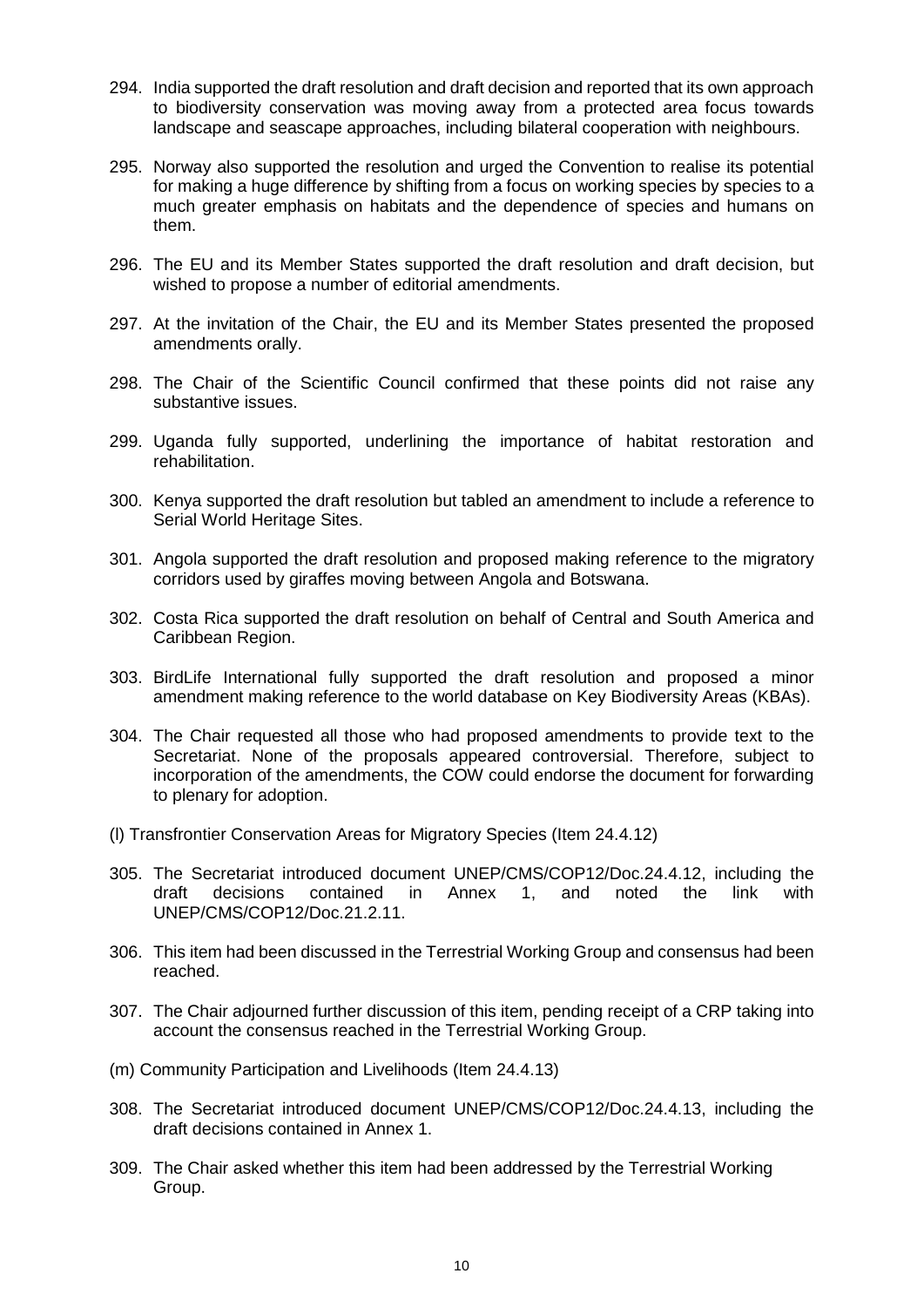294. India supported the draft resolution and draft decision and reported that its own approach to biodiversity conservation was moving away from a protected area focus towards landscape and seascape approaches, including bilateral cooperation with neighbours.

295. Norway also supported the resolution and urged the Convention to realise its potential for making a huge difference by shifting from a focus on working species by species to a much greater emphasis on habitats and the dependence of species and humans on them.

296. The EU and its Member States supported the draft resolution and draft decision, but wished to propose a number of editorial amendments.

297. At the invitation of the Chair, the EU and its Member States presented the proposed amendments orally.

298. The Chair of the Scientific Council confirmed that these points did not raise any substantive issues.

299. Uganda fully supported, underlining the importance of habitat restoration and rehabilitation.

300. Kenya supported the draft resolution but tabled an amendment to include a reference to Serial World Heritage Sites.

301. Angola supported the draft resolution and proposed making reference to the migratory corridors used by giraffes moving between Angola and Botswana.

302. Costa Rica supported the draft resolution on behalf of Central and South America and Caribbean Region.

303. BirdLife International fully supported the draft resolution and proposed a minor amendment making reference to the world database on Key Biodiversity Areas (KBAs).

304. The Chair requested all those who had proposed amendments to provide text to the Secretariat. None of the proposals appeared controversial. Therefore, subject to incorporation of the amendments, the COW could endorse the document for forwarding to plenary for adoption.

(l) Transfrontier Conservation Areas for Migratory Species (Item 24.4.12)

305. The Secretariat introduced document UNEP/CMS/COP12/Doc.24.4.12, including the draft decisions contained in Annex 1, and noted the link with UNEP/CMS/COP12/Doc.21.2.11.

306. This item had been discussed in the Terrestrial Working Group and consensus had been reached.

307. The Chair adjourned further discussion of this item, pending receipt of a CRP taking into account the consensus reached in the Terrestrial Working Group.

(m) Community Participation and Livelihoods (Item 24.4.13)

308. The Secretariat introduced document UNEP/CMS/COP12/Doc.24.4.13, including the draft decisions contained in Annex 1.

309. The Chair asked whether this item had been addressed by the Terrestrial Working Group.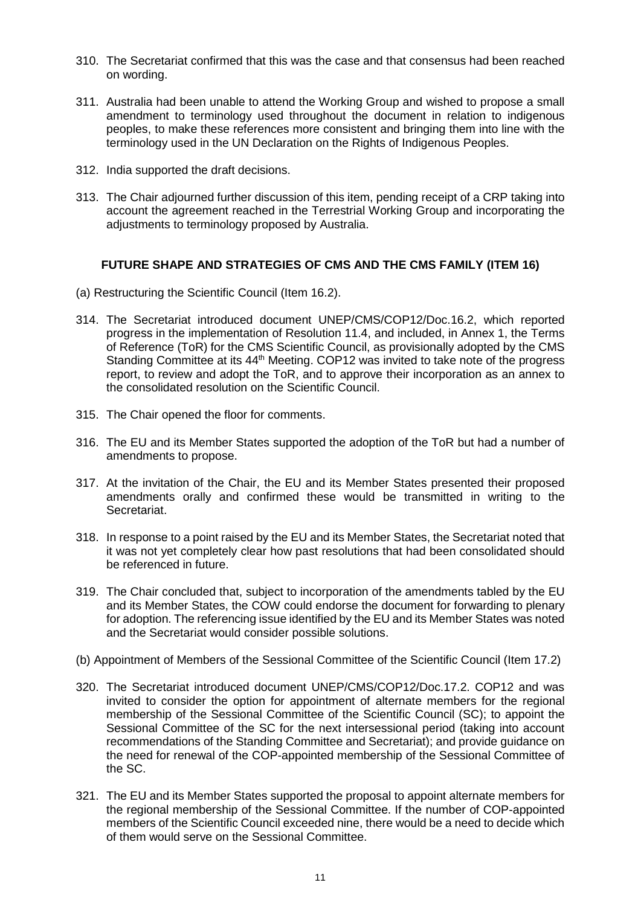310. The Secretariat confirmed that this was the case and that consensus had been reached on wording.

311. Australia had been unable to attend the Working Group and wished to propose a small amendment to terminology used throughout the document in relation to indigenous peoples, to make these references more consistent and bringing them into line with the terminology used in the UN Declaration on the Rights of Indigenous Peoples.

312. India supported the draft decisions.

313. The Chair adjourned further discussion of this item, pending receipt of a CRP taking into account the agreement reached in the Terrestrial Working Group and incorporating the adjustments to terminology proposed by Australia.

## FUTURE SHAPE AND STRATEGIES OF CMS AND THE CMS FAMILY (ITEM 16)

(a) Restructuring the Scientific Council (Item 16.2).

314. The Secretariat introduced document UNEP/CMS/COP12/Doc.16.2, which reported progress in the implementation of Resolution 11.4, and included, in Annex 1, the Terms of Reference (ToR) for the CMS Scientific Council, as provisionally adopted by the CMS Standing Committee at its 44th Meeting. COP12 was invited to take note of the progress report, to review and adopt the ToR, and to approve their incorporation as an annex to the consolidated resolution on the Scientific Council.

315. The Chair opened the floor for comments.

316. The EU and its Member States supported the adoption of the ToR but had a number of amendments to propose.

317. At the invitation of the Chair, the EU and its Member States presented their proposed amendments orally and confirmed these would be transmitted in writing to the Secretariat.

318. In response to a point raised by the EU and its Member States, the Secretariat noted that it was not yet completely clear how past resolutions that had been consolidated should be referenced in future.

319. The Chair concluded that, subject to incorporation of the amendments tabled by the EU and its Member States, the COW could endorse the document for forwarding to plenary for adoption. The referencing issue identified by the EU and its Member States was noted and the Secretariat would consider possible solutions.

(b) Appointment of Members of the Sessional Committee of the Scientific Council (Item 17.2)

320. The Secretariat introduced document UNEP/CMS/COP12/Doc.17.2. COP12 and was invited to consider the option for appointment of alternate members for the regional membership of the Sessional Committee of the Scientific Council (SC); to appoint the Sessional Committee of the SC for the next intersessional period (taking into account recommendations of the Standing Committee and Secretariat); and provide guidance on the need for renewal of the COP-appointed membership of the Sessional Committee of the SC.

321. The EU and its Member States supported the proposal to appoint alternate members for the regional membership of the Sessional Committee. If the number of COP-appointed members of the Scientific Council exceeded nine, there would be a need to decide which of them would serve on the Sessional Committee.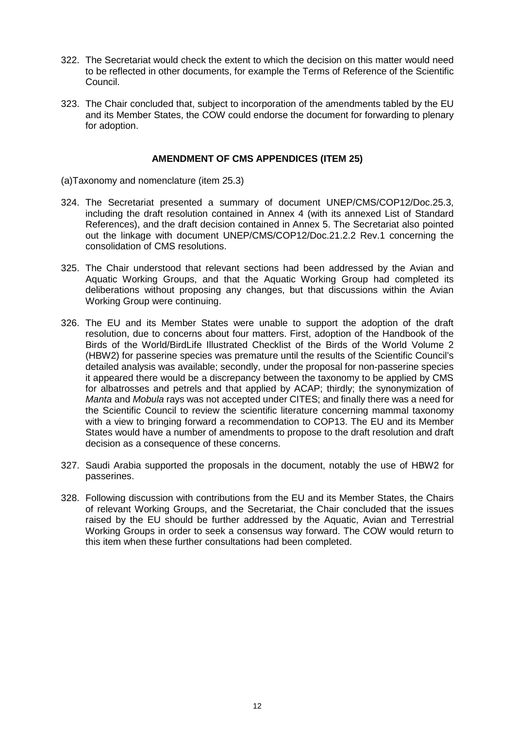322. The Secretariat would check the extent to which the decision on this matter would need to be reflected in other documents, for example the Terms of Reference of the Scientific Council.

323. The Chair concluded that, subject to incorporation of the amendments tabled by the EU and its Member States, the COW could endorse the document for forwarding to plenary for adoption.

## AMENDMENT OF CMS APPENDICES (ITEM 25)

(a)Taxonomy and nomenclature (item 25.3)

324. The Secretariat presented a summary of document UNEP/CMS/COP12/Doc.25.3, including the draft resolution contained in Annex 4 (with its annexed List of Standard References), and the draft decision contained in Annex 5. The Secretariat also pointed out the linkage with document UNEP/CMS/COP12/Doc.21.2.2 Rev.1 concerning the consolidation of CMS resolutions.

325. The Chair understood that relevant sections had been addressed by the Avian and Aquatic Working Groups, and that the Aquatic Working Group had completed its deliberations without proposing any changes, but that discussions within the Avian Working Group were continuing.

326. The EU and its Member States were unable to support the adoption of the draft resolution, due to concerns about four matters. First, adoption of the Handbook of the Birds of the World/BirdLife Illustrated Checklist of the Birds of the World Volume 2 (HBW2) for passerine species was premature until the results of the Scientific Council's detailed analysis was available; secondly, under the proposal for non-passerine species it appeared there would be a discrepancy between the taxonomy to be applied by CMS for albatrosses and petrels and that applied by ACAP; thirdly; the synonymization of *Manta* and *Mobula* rays was not accepted under CITES; and finally there was a need for the Scientific Council to review the scientific literature concerning mammal taxonomy with a view to bringing forward a recommendation to COP13. The EU and its Member States would have a number of amendments to propose to the draft resolution and draft decision as a consequence of these concerns.

327. Saudi Arabia supported the proposals in the document, notably the use of HBW2 for passerines.

328. Following discussion with contributions from the EU and its Member States, the Chairs of relevant Working Groups, and the Secretariat, the Chair concluded that the issues raised by the EU should be further addressed by the Aquatic, Avian and Terrestrial Working Groups in order to seek a consensus way forward. The COW would return to this item when these further consultations had been completed.